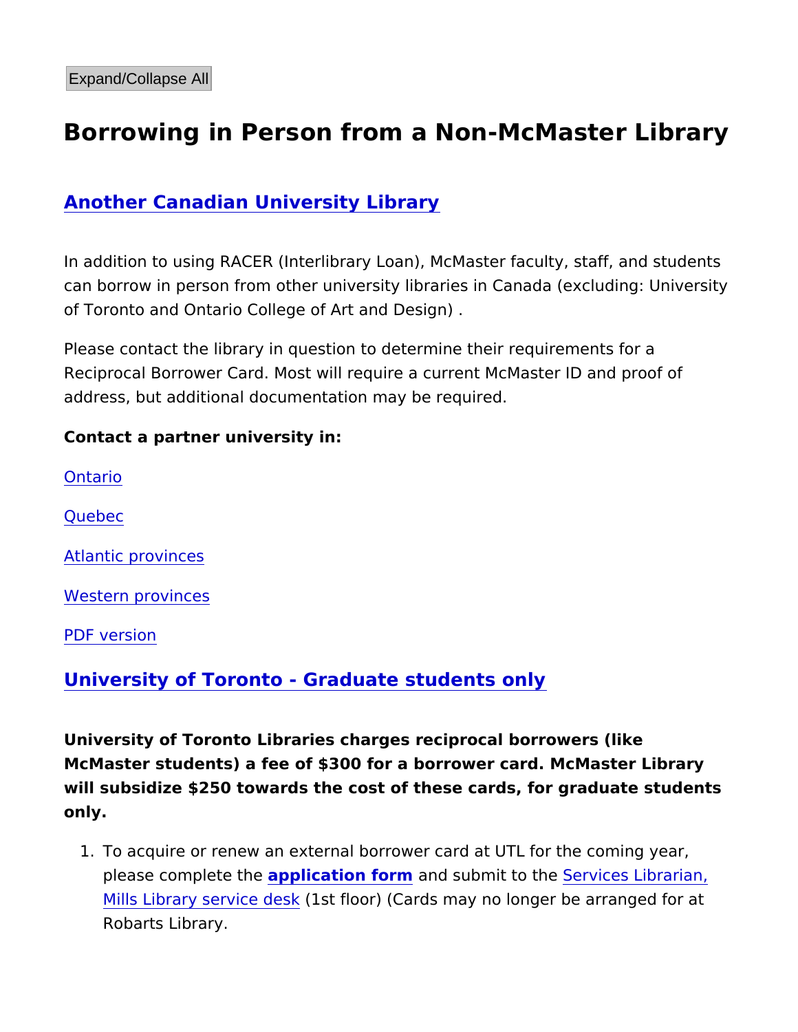Expand/Collapse All

# Borrowing in Person from a Non-McMaster Library

## Another Canadian University Library

In addition to using RACER (Interlibrary Loan), McMaster faculty, staff, and students can borrow in person from other university libraries in Canada (excluding: University of Toronto and Ontario College of Art and Design) .

Please contact the library in question to determine their requirements for a Reciprocal Borrower Card. Most will require a current McMaster ID and proof of address, but additional documentation may be required.

**Contact a partner university in:**

Ontario

Quebec

Atlantic provinces

Western provinces

PDF version

## University of Toronto - Graduate students only

**University of Toronto Libraries charges reciprocal borrowers (like McMaster students) a fee of $300 for a borrower card. McMaster Library will subsidize $250 towards the cost of these cards, for graduate students only.**

1. To acquire or renew an external borrower card at UTL for the coming year, please complete the **application form** and submit to the Services Librarian, Mills Library service desk (1st floor) (Cards may no longer be arranged for at Robarts Library.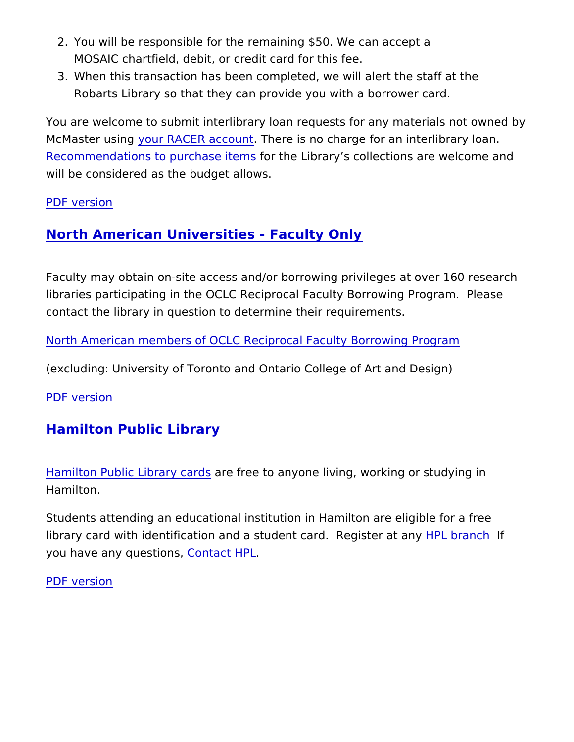2. You will be responsible for the remaining $50. We can accept a MOSAIC chartfield, debit, or credit card for this fee.
3. When this transaction has been completed, we will alert the staff at the Robarts Library so that they can provide you with a borrower card.

You are welcome to submit interlibrary loan requests for any materials not owned by McMaster using your RACER account. There is no charge for an interlibrary loan. Recommendations to purchase items for the Library's collections are welcome and will be considered as the budget allows.

PDF version

## North American Universities - Faculty Only

Faculty may obtain on-site access and/or borrowing privileges at over 160 research libraries participating in the OCLC Reciprocal Faculty Borrowing Program. Please contact the library in question to determine their requirements.

North American members of OCLC Reciprocal Faculty Borrowing Program

(excluding: University of Toronto and Ontario College of Art and Design)

PDF version

## Hamilton Public Library

Hamilton Public Library cards are free to anyone living, working or studying in Hamilton.

Students attending an educational institution in Hamilton are eligible for a free library card with identification and a student card. Register at any HPL branch If you have any questions, Contact HPL.

PDF version